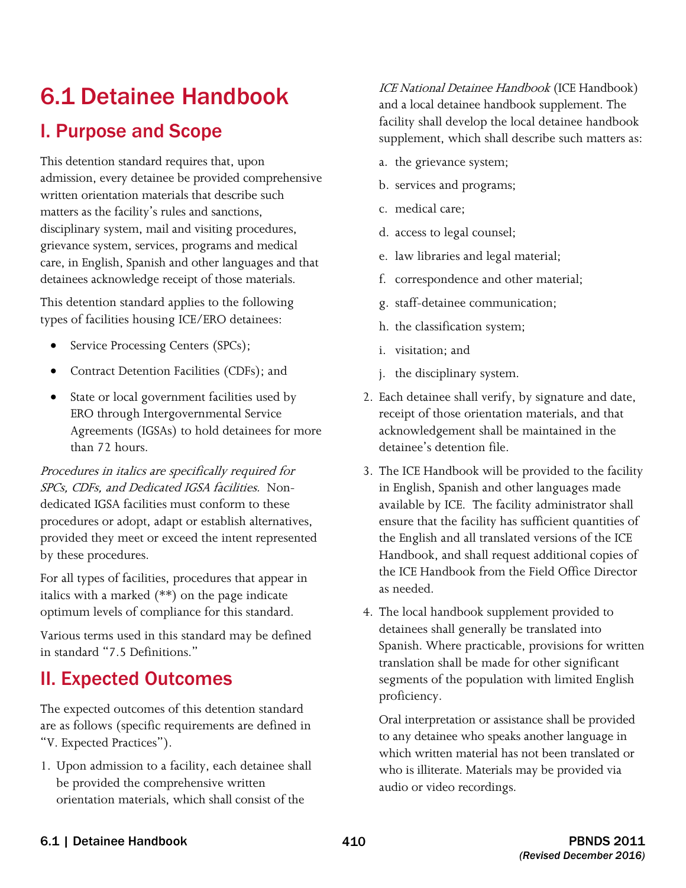# 6.1 Detainee Handbook

## I. Purpose and Scope

This detention standard requires that, upon admission, every detainee be provided comprehensive written orientation materials that describe such matters as the facility's rules and sanctions, disciplinary system, mail and visiting procedures, grievance system, services, programs and medical care, in English, Spanish and other languages and that detainees acknowledge receipt of those materials.

This detention standard applies to the following types of facilities housing ICE/ERO detainees:

- Service Processing Centers (SPCs);
- Contract Detention Facilities (CDFs); and
- State or local government facilities used by ERO through Intergovernmental Service Agreements (IGSAs) to hold detainees for more than 72 hours.

*Procedures in italics are specifically required for SPCs, CDFs, and Dedicated IGSA facilities.* Non-dedicated IGSA facilities must conform to these procedures or adopt, adapt or establish alternatives, provided they meet or exceed the intent represented by these procedures.

For all types of facilities, procedures that appear in italics with a marked (**) on the page indicate optimum levels of compliance for this standard.

Various terms used in this standard may be defined in standard "7.5 Definitions."

## II. Expected Outcomes

The expected outcomes of this detention standard are as follows (specific requirements are defined in "V. Expected Practices").

1. Upon admission to a facility, each detainee shall be provided the comprehensive written orientation materials, which shall consist of the *ICE National Detainee Handbook* (ICE Handbook) and a local detainee handbook supplement. The facility shall develop the local detainee handbook supplement, which shall describe such matters as:
   a. the grievance system;
   b. services and programs;
   c. medical care;
   d. access to legal counsel;
   e. law libraries and legal material;
   f. correspondence and other material;
   g. staff-detainee communication;
   h. the classification system;
   i. visitation; and
   j. the disciplinary system.
2. Each detainee shall verify, by signature and date, receipt of those orientation materials, and that acknowledgement shall be maintained in the detainee's detention file.
3. The ICE Handbook will be provided to the facility in English, Spanish and other languages made available by ICE. The facility administrator shall ensure that the facility has sufficient quantities of the English and all translated versions of the ICE Handbook, and shall request additional copies of the ICE Handbook from the Field Office Director as needed.
4. The local handbook supplement provided to detainees shall generally be translated into Spanish. Where practicable, provisions for written translation shall be made for other significant segments of the population with limited English proficiency.

   Oral interpretation or assistance shall be provided to any detainee who speaks another language in which written material has not been translated or who is illiterate. Materials may be provided via audio or video recordings.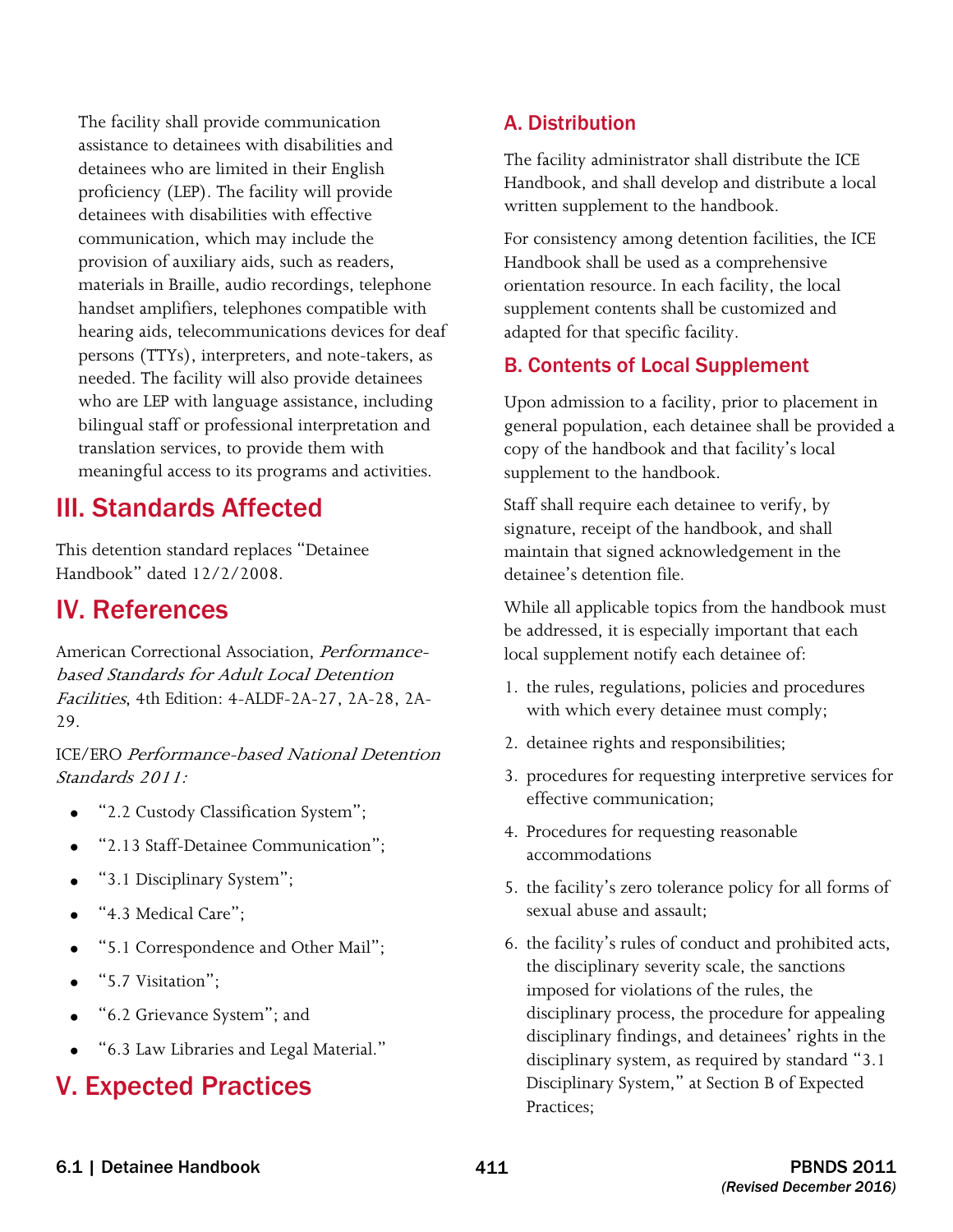The facility shall provide communication assistance to detainees with disabilities and detainees who are limited in their English proficiency (LEP). The facility will provide detainees with disabilities with effective communication, which may include the provision of auxiliary aids, such as readers, materials in Braille, audio recordings, telephone handset amplifiers, telephones compatible with hearing aids, telecommunications devices for deaf persons (TTYs), interpreters, and note-takers, as needed. The facility will also provide detainees who are LEP with language assistance, including bilingual staff or professional interpretation and translation services, to provide them with meaningful access to its programs and activities.

## III. Standards Affected

This detention standard replaces "Detainee Handbook" dated 12/2/2008.

## IV. References

American Correctional Association, *Performance-based Standards for Adult Local Detention Facilities*, 4th Edition: 4-ALDF-2A-27, 2A-28, 2A-29.

ICE/ERO *Performance-based National Detention Standards 2011:*

- "2.2 Custody Classification System";
- "2.13 Staff-Detainee Communication";
- "3.1 Disciplinary System";
- "4.3 Medical Care";
- "5.1 Correspondence and Other Mail";
- "5.7 Visitation";
- "6.2 Grievance System"; and
- "6.3 Law Libraries and Legal Material."

## V. Expected Practices

### A. Distribution

The facility administrator shall distribute the ICE Handbook, and shall develop and distribute a local written supplement to the handbook.

For consistency among detention facilities, the ICE Handbook shall be used as a comprehensive orientation resource. In each facility, the local supplement contents shall be customized and adapted for that specific facility.

### B. Contents of Local Supplement

Upon admission to a facility, prior to placement in general population, each detainee shall be provided a copy of the handbook and that facility's local supplement to the handbook.

Staff shall require each detainee to verify, by signature, receipt of the handbook, and shall maintain that signed acknowledgement in the detainee's detention file.

While all applicable topics from the handbook must be addressed, it is especially important that each local supplement notify each detainee of:

1. the rules, regulations, policies and procedures with which every detainee must comply;
2. detainee rights and responsibilities;
3. procedures for requesting interpretive services for effective communication;
4. Procedures for requesting reasonable accommodations
5. the facility's zero tolerance policy for all forms of sexual abuse and assault;
6. the facility's rules of conduct and prohibited acts, the disciplinary severity scale, the sanctions imposed for violations of the rules, the disciplinary process, the procedure for appealing disciplinary findings, and detainees' rights in the disciplinary system, as required by standard "3.1 Disciplinary System," at Section B of Expected Practices;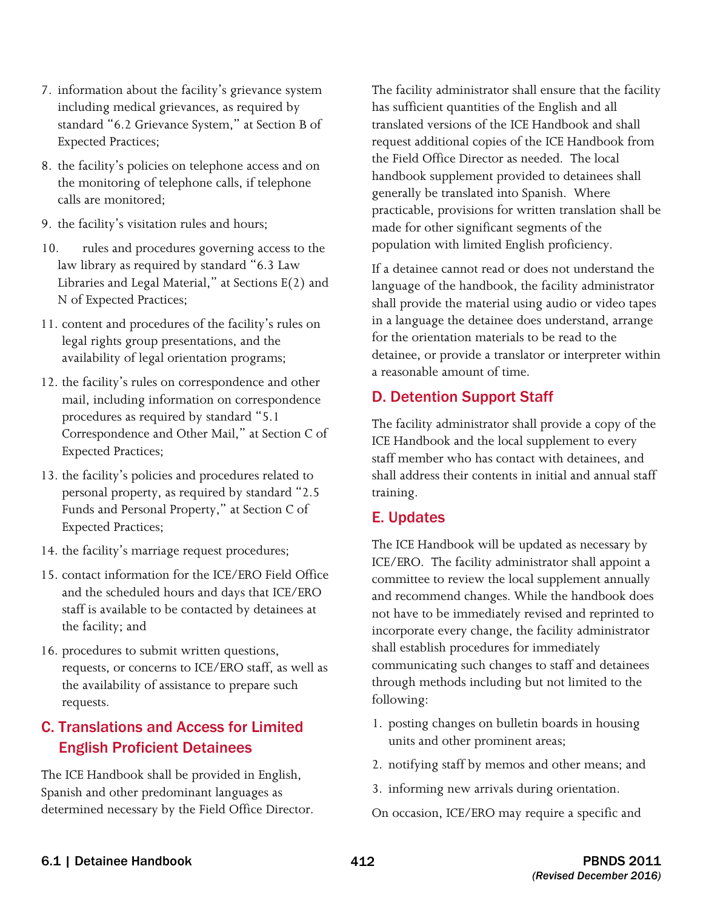7. information about the facility's grievance system including medical grievances, as required by standard "6.2 Grievance System," at Section B of Expected Practices;
8. the facility's policies on telephone access and on the monitoring of telephone calls, if telephone calls are monitored;
9. the facility's visitation rules and hours;
10. rules and procedures governing access to the law library as required by standard "6.3 Law Libraries and Legal Material," at Sections E(2) and N of Expected Practices;
11. content and procedures of the facility's rules on legal rights group presentations, and the availability of legal orientation programs;
12. the facility's rules on correspondence and other mail, including information on correspondence procedures as required by standard "5.1 Correspondence and Other Mail," at Section C of Expected Practices;
13. the facility's policies and procedures related to personal property, as required by standard "2.5 Funds and Personal Property," at Section C of Expected Practices;
14. the facility's marriage request procedures;
15. contact information for the ICE/ERO Field Office and the scheduled hours and days that ICE/ERO staff is available to be contacted by detainees at the facility; and
16. procedures to submit written questions, requests, or concerns to ICE/ERO staff, as well as the availability of assistance to prepare such requests.

## C. Translations and Access for Limited English Proficient Detainees

The ICE Handbook shall be provided in English, Spanish and other predominant languages as determined necessary by the Field Office Director. The facility administrator shall ensure that the facility has sufficient quantities of the English and all translated versions of the ICE Handbook and shall request additional copies of the ICE Handbook from the Field Office Director as needed. The local handbook supplement provided to detainees shall generally be translated into Spanish. Where practicable, provisions for written translation shall be made for other significant segments of the population with limited English proficiency.

If a detainee cannot read or does not understand the language of the handbook, the facility administrator shall provide the material using audio or video tapes in a language the detainee does understand, arrange for the orientation materials to be read to the detainee, or provide a translator or interpreter within a reasonable amount of time.

## D. Detention Support Staff

The facility administrator shall provide a copy of the ICE Handbook and the local supplement to every staff member who has contact with detainees, and shall address their contents in initial and annual staff training.

## E. Updates

The ICE Handbook will be updated as necessary by ICE/ERO. The facility administrator shall appoint a committee to review the local supplement annually and recommend changes. While the handbook does not have to be immediately revised and reprinted to incorporate every change, the facility administrator shall establish procedures for immediately communicating such changes to staff and detainees through methods including but not limited to the following:

1. posting changes on bulletin boards in housing units and other prominent areas;
2. notifying staff by memos and other means; and
3. informing new arrivals during orientation.

On occasion, ICE/ERO may require a specific and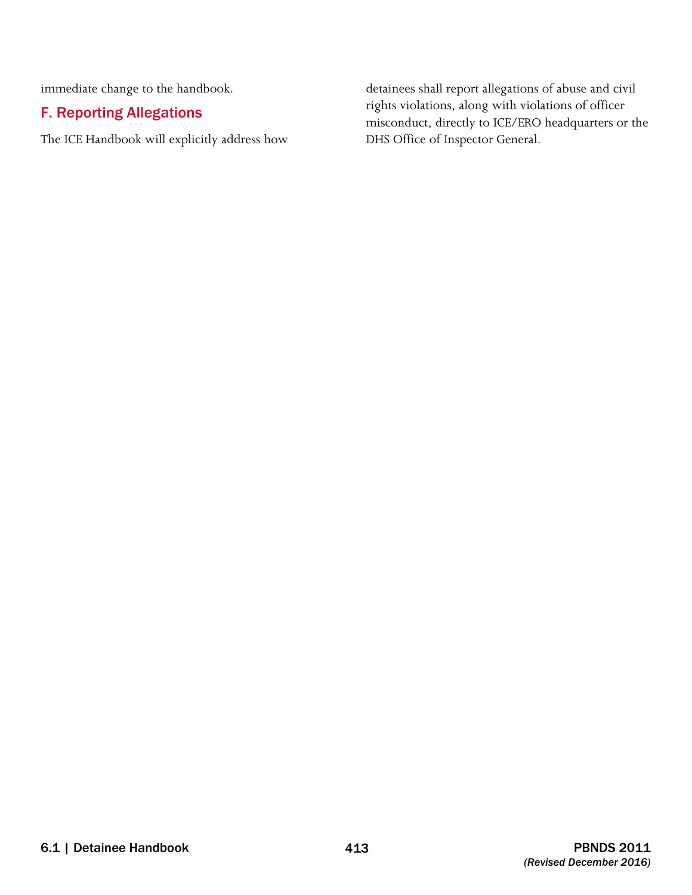immediate change to the handbook.

## F. Reporting Allegations

The ICE Handbook will explicitly address how detainees shall report allegations of abuse and civil rights violations, along with violations of officer misconduct, directly to ICE/ERO headquarters or the DHS Office of Inspector General.